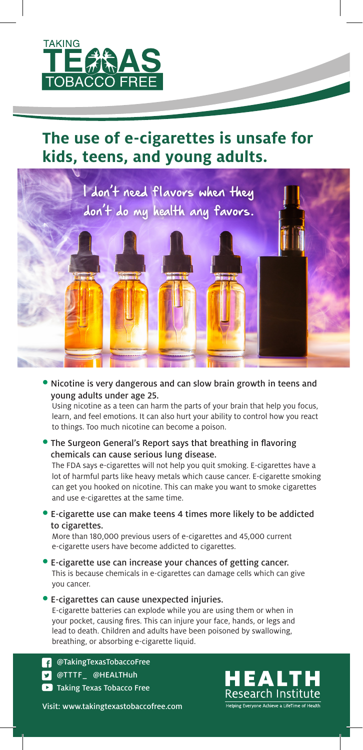TAKING TEXAS TOBACCO FREE

# The use of e-cigarettes is unsafe for kids, teens, and young adults.

I don't need flavors when they don't do my health any favors.

- **Nicotine is very dangerous and can slow brain growth in teens and young adults under age 25.**
  Using nicotine as a teen can harm the parts of your brain that help you focus, learn, and feel emotions. It can also hurt your ability to control how you react to things. Too much nicotine can become a poison.

- **The Surgeon General's Report says that breathing in flavoring chemicals can cause serious lung disease.**
  The FDA says e-cigarettes will not help you quit smoking. E-cigarettes have a lot of harmful parts like heavy metals which cause cancer. E-cigarette smoking can get you hooked on nicotine. This can make you want to smoke cigarettes and use e-cigarettes at the same time.

- **E-cigarette use can make teens 4 times more likely to be addicted to cigarettes.**
  More than 180,000 previous users of e-cigarettes and 45,000 current e-cigarette users have become addicted to cigarettes.

- **E-cigarette use can increase your chances of getting cancer.**
  This is because chemicals in e-cigarettes can damage cells which can give you cancer.

- **E-cigarettes can cause unexpected injuries.**
  E-cigarette batteries can explode while you are using them or when in your pocket, causing fires. This can injure your face, hands, or legs and lead to death. Children and adults have been poisoned by swallowing, breathing, or absorbing e-cigarette liquid.

@TakingTexasTobaccoFree
@TTTF_ @HEALTHuh
Taking Texas Tobacco Free

Visit: www.takingtexastobaccofree.com

HEALTH Research Institute
Helping Everyone Achieve a LifeTime of Health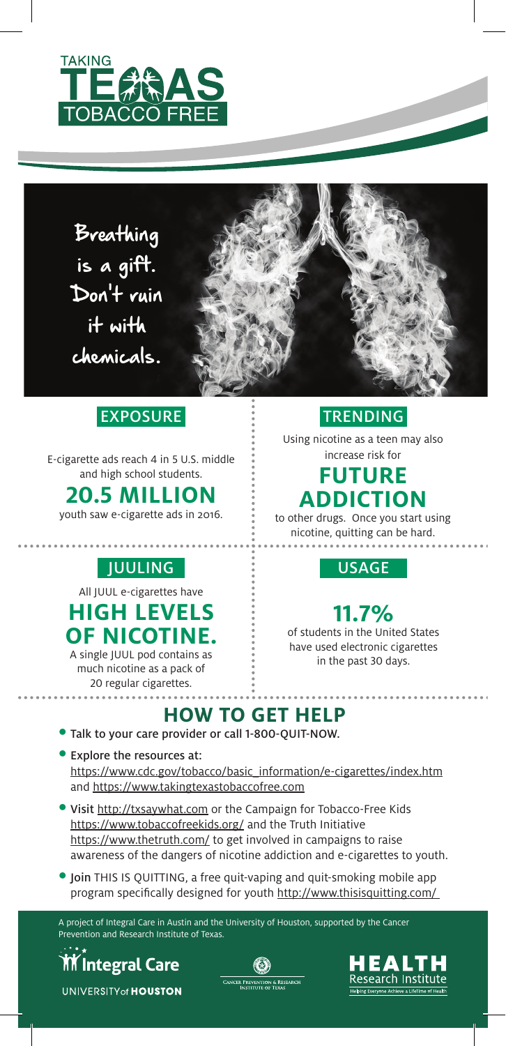TAKING TEXAS TOBACCO FREE

Breathing is a gift. Don't ruin it with chemicals.

## EXPOSURE

E-cigarette ads reach 4 in 5 U.S. middle and high school students.

**20.5 MILLION**

youth saw e-cigarette ads in 2016.

## TRENDING

Using nicotine as a teen may also increase risk for

**FUTURE ADDICTION**

to other drugs. Once you start using nicotine, quitting can be hard.

## JUULING

All JUUL e-cigarettes have

**HIGH LEVELS OF NICOTINE.**

A single JUUL pod contains as much nicotine as a pack of 20 regular cigarettes.

## USAGE

**11.7%**

of students in the United States have used electronic cigarettes in the past 30 days.

## HOW TO GET HELP

- Talk to your care provider or call 1-800-QUIT-NOW.
- Explore the resources at: https://www.cdc.gov/tobacco/basic_information/e-cigarettes/index.htm and https://www.takingtexastobaccofree.com
- Visit http://txsaywhat.com or the Campaign for Tobacco-Free Kids https://www.tobaccofreekids.org/ and the Truth Initiative https://www.thetruth.com/ to get involved in campaigns to raise awareness of the dangers of nicotine addiction and e-cigarettes to youth.
- Join THIS IS QUITTING, a free quit-vaping and quit-smoking mobile app program specifically designed for youth http://www.thisisquitting.com/

A project of Integral Care in Austin and the University of Houston, supported by the Cancer Prevention and Research Institute of Texas.

Integral Care

UNIVERSITY of HOUSTON

Cancer Prevention & Research Institute of Texas

HEALTH Research Institute — Helping Everyone Achieve a LifeTime of Health